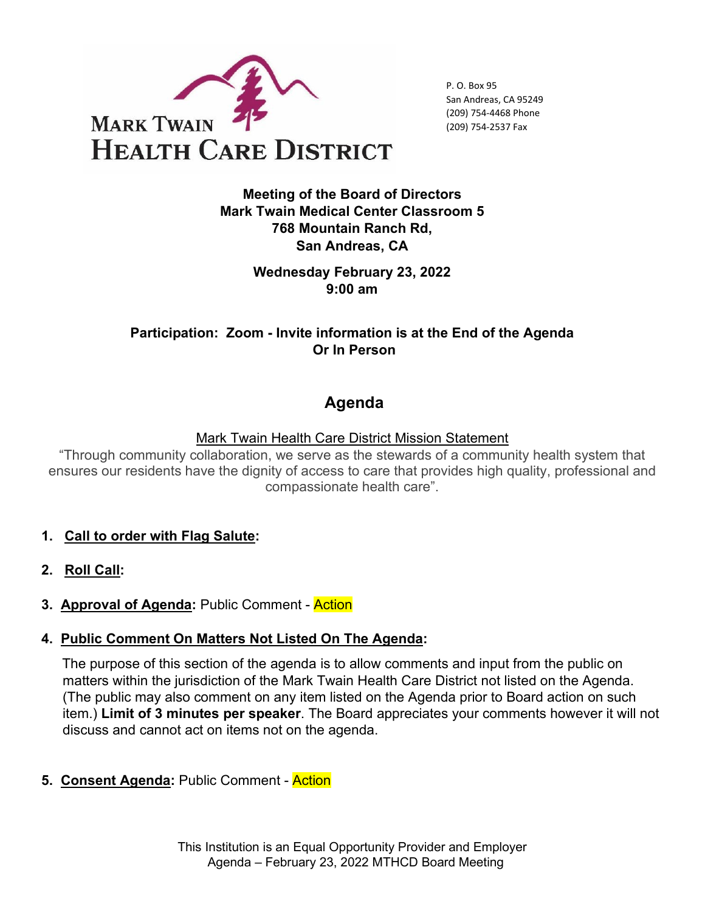**MARK TWAIN HEALTH CARE DISTRICT**

P. O. Box 95
San Andreas, CA 95249
(209) 754-4468 Phone
(209) 754-2537 Fax

**Meeting of the Board of Directors**
**Mark Twain Medical Center Classroom 5**
**768 Mountain Ranch Rd,**
**San Andreas, CA**

**Wednesday February 23, 2022**
**9:00 am**

**Participation: Zoom - Invite information is at the End of the Agenda**
**Or In Person**

# Agenda

Mark Twain Health Care District Mission Statement

"Through community collaboration, we serve as the stewards of a community health system that ensures our residents have the dignity of access to care that provides high quality, professional and compassionate health care".

1. **Call to order with Flag Salute:**

2. **Roll Call:**

3. **Approval of Agenda:** Public Comment - Action

4. **Public Comment On Matters Not Listed On The Agenda:**

   The purpose of this section of the agenda is to allow comments and input from the public on matters within the jurisdiction of the Mark Twain Health Care District not listed on the Agenda. (The public may also comment on any item listed on the Agenda prior to Board action on such item.) **Limit of 3 minutes per speaker**. The Board appreciates your comments however it will not discuss and cannot act on items not on the agenda.

5. **Consent Agenda:** Public Comment - Action

This Institution is an Equal Opportunity Provider and Employer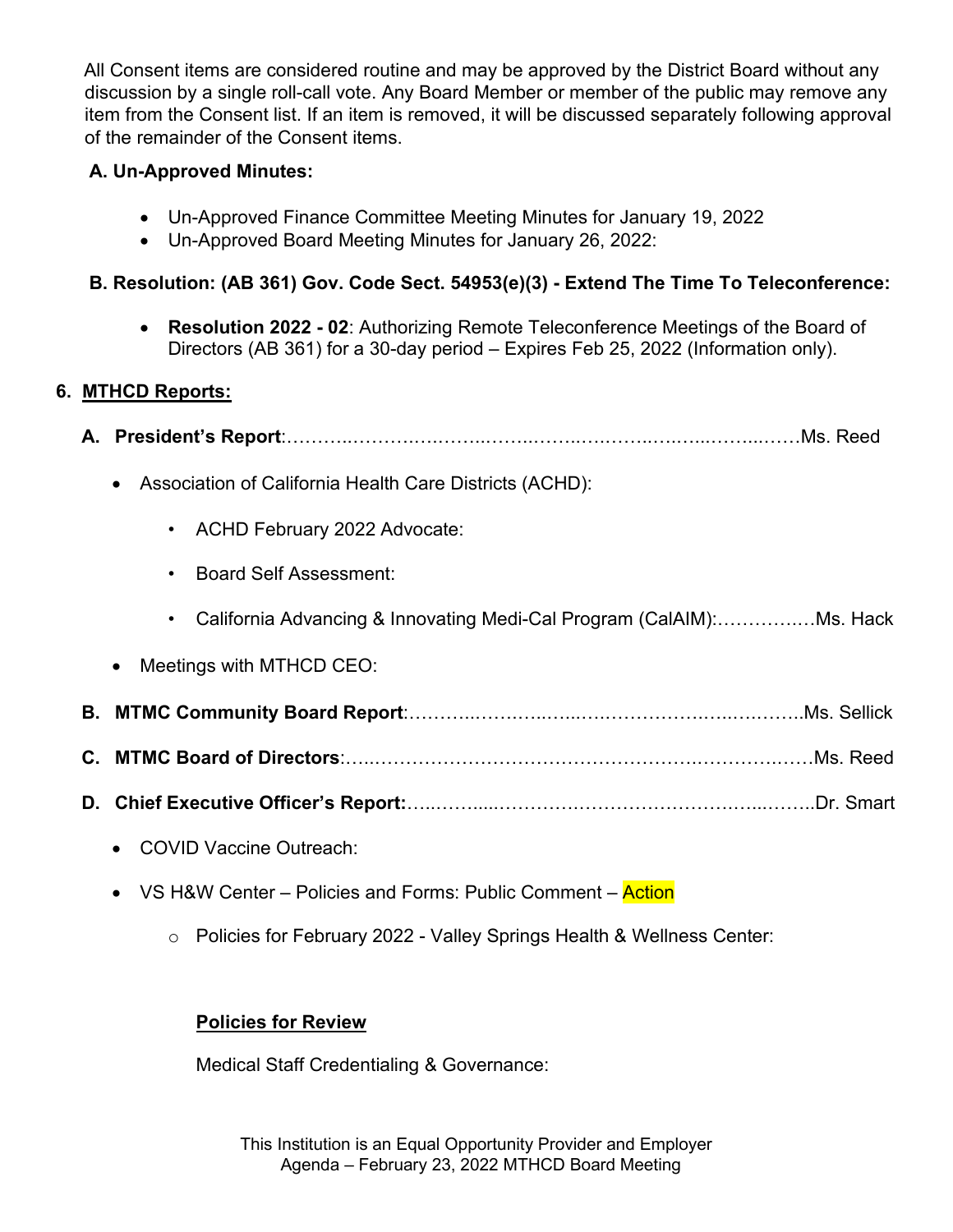All Consent items are considered routine and may be approved by the District Board without any discussion by a single roll-call vote. Any Board Member or member of the public may remove any item from the Consent list. If an item is removed, it will be discussed separately following approval of the remainder of the Consent items.

**A. Un-Approved Minutes:**

- Un-Approved Finance Committee Meeting Minutes for January 19, 2022
- Un-Approved Board Meeting Minutes for January 26, 2022:

**B. Resolution: (AB 361) Gov. Code Sect. 54953(e)(3) - Extend The Time To Teleconference:**

- **Resolution 2022 - 02**: Authorizing Remote Teleconference Meetings of the Board of Directors (AB 361) for a 30-day period – Expires Feb 25, 2022 (Information only).

**6. <u>MTHCD Reports:</u>**

**A. President's Report**:………..……….…….…..……..……..….……..…..…...……...……Ms. Reed

- Association of California Health Care Districts (ACHD):
  - ACHD February 2022 Advocate:
  - Board Self Assessment:
  - California Advancing & Innovating Medi-Cal Program (CalAIM):…………..…Ms. Hack
- Meetings with MTHCD CEO:

**B. MTMC Community Board Report**:………..………..…...….……………….…...….……..Ms. Sellick

**C. MTMC Board of Directors**:…...…………………………………………….……………..……Ms. Reed

**D. Chief Executive Officer's Report:**…..……....………….……………………….…...……..Dr. Smart

- COVID Vaccine Outreach:
- VS H&W Center – Policies and Forms: Public Comment – Action
  - Policies for February 2022 - Valley Springs Health & Wellness Center:

**<u>Policies for Review</u>**

Medical Staff Credentialing & Governance: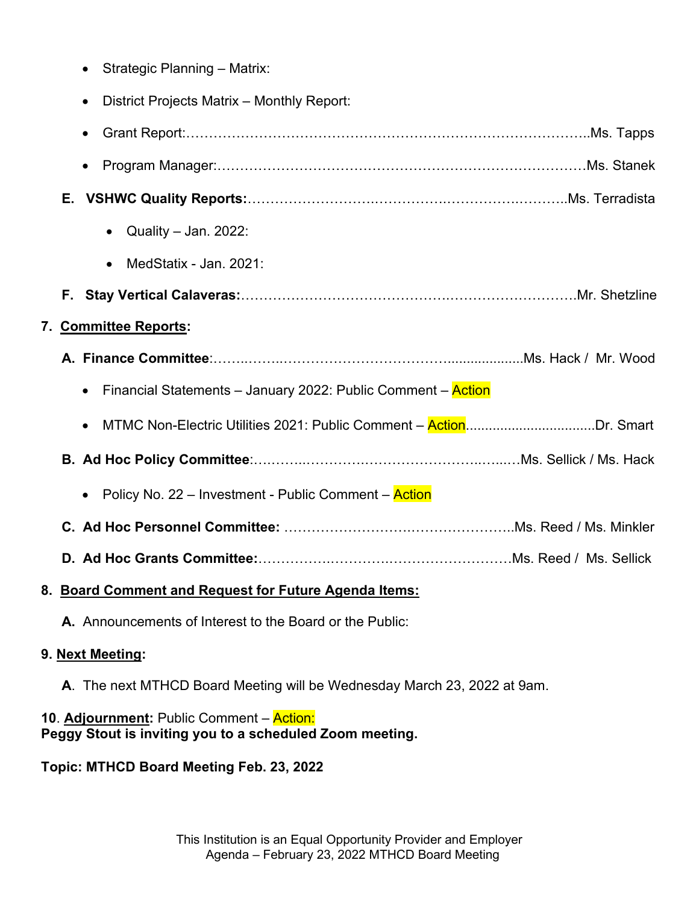- Strategic Planning – Matrix:
- District Projects Matrix – Monthly Report:
- Grant Report:……………………………………………………………………………..Ms. Tapps
- Program Manager:……………………………………………………………………….Ms. Stanek

**E. VSHWC Quality Reports:**………………………………………………………………..Ms. Terradista

- Quality – Jan. 2022:
- MedStatix - Jan. 2021:

**F. Stay Vertical Calaveras:**……………………………………………………………….Mr. Shetzline

**7. Committee Reports:**

**A. Finance Committee**:…………………………………………………………………..Ms. Hack / Mr. Wood

- Financial Statements – January 2022: Public Comment – Action
- MTMC Non-Electric Utilities 2021: Public Comment – Action………………………Dr. Smart

**B. Ad Hoc Policy Committee**:……………………………………………………………Ms. Sellick / Ms. Hack

- Policy No. 22 – Investment - Public Comment – Action

**C. Ad Hoc Personnel Committee:** ……………………………………………………..Ms. Reed / Ms. Minkler

**D. Ad Hoc Grants Committee:**………………………………………………………….Ms. Reed / Ms. Sellick

**8. Board Comment and Request for Future Agenda Items:**

**A.** Announcements of Interest to the Board or the Public:

**9. Next Meeting:**

**A**. The next MTHCD Board Meeting will be Wednesday March 23, 2022 at 9am.

**10**. **Adjournment:** Public Comment – Action:

**Peggy Stout is inviting you to a scheduled Zoom meeting.**

**Topic: MTHCD Board Meeting Feb. 23, 2022**

This Institution is an Equal Opportunity Provider and Employer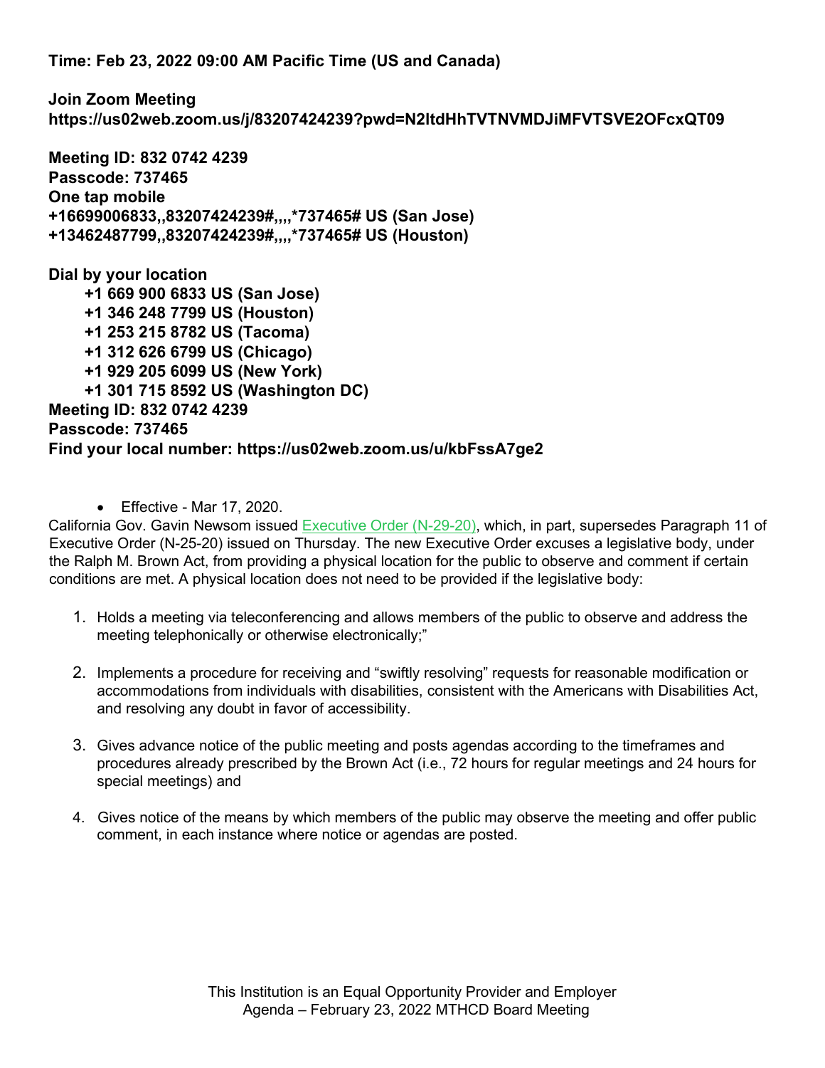**Time: Feb 23, 2022 09:00 AM Pacific Time (US and Canada)**

**Join Zoom Meeting**
**https://us02web.zoom.us/j/83207424239?pwd=N2ltdHhTVTNVMDJiMFVTSVE2OFcxQT09**

**Meeting ID: 832 0742 4239**
**Passcode: 737465**
**One tap mobile**
**+16699006833,,83207424239#,,,,*737465# US (San Jose)**
**+13462487799,,83207424239#,,,,*737465# US (Houston)**

**Dial by your location**
- **+1 669 900 6833 US (San Jose)**
- **+1 346 248 7799 US (Houston)**
- **+1 253 215 8782 US (Tacoma)**
- **+1 312 626 6799 US (Chicago)**
- **+1 929 205 6099 US (New York)**
- **+1 301 715 8592 US (Washington DC)**

**Meeting ID: 832 0742 4239**
**Passcode: 737465**
**Find your local number: https://us02web.zoom.us/u/kbFssA7ge2**

- Effective - Mar 17, 2020.

California Gov. Gavin Newsom issued Executive Order (N-29-20), which, in part, supersedes Paragraph 11 of Executive Order (N-25-20) issued on Thursday. The new Executive Order excuses a legislative body, under the Ralph M. Brown Act, from providing a physical location for the public to observe and comment if certain conditions are met. A physical location does not need to be provided if the legislative body:

1. Holds a meeting via teleconferencing and allows members of the public to observe and address the meeting telephonically or otherwise electronically;"

2. Implements a procedure for receiving and "swiftly resolving" requests for reasonable modification or accommodations from individuals with disabilities, consistent with the Americans with Disabilities Act, and resolving any doubt in favor of accessibility.

3. Gives advance notice of the public meeting and posts agendas according to the timeframes and procedures already prescribed by the Brown Act (i.e., 72 hours for regular meetings and 24 hours for special meetings) and

4. Gives notice of the means by which members of the public may observe the meeting and offer public comment, in each instance where notice or agendas are posted.

This Institution is an Equal Opportunity Provider and Employer